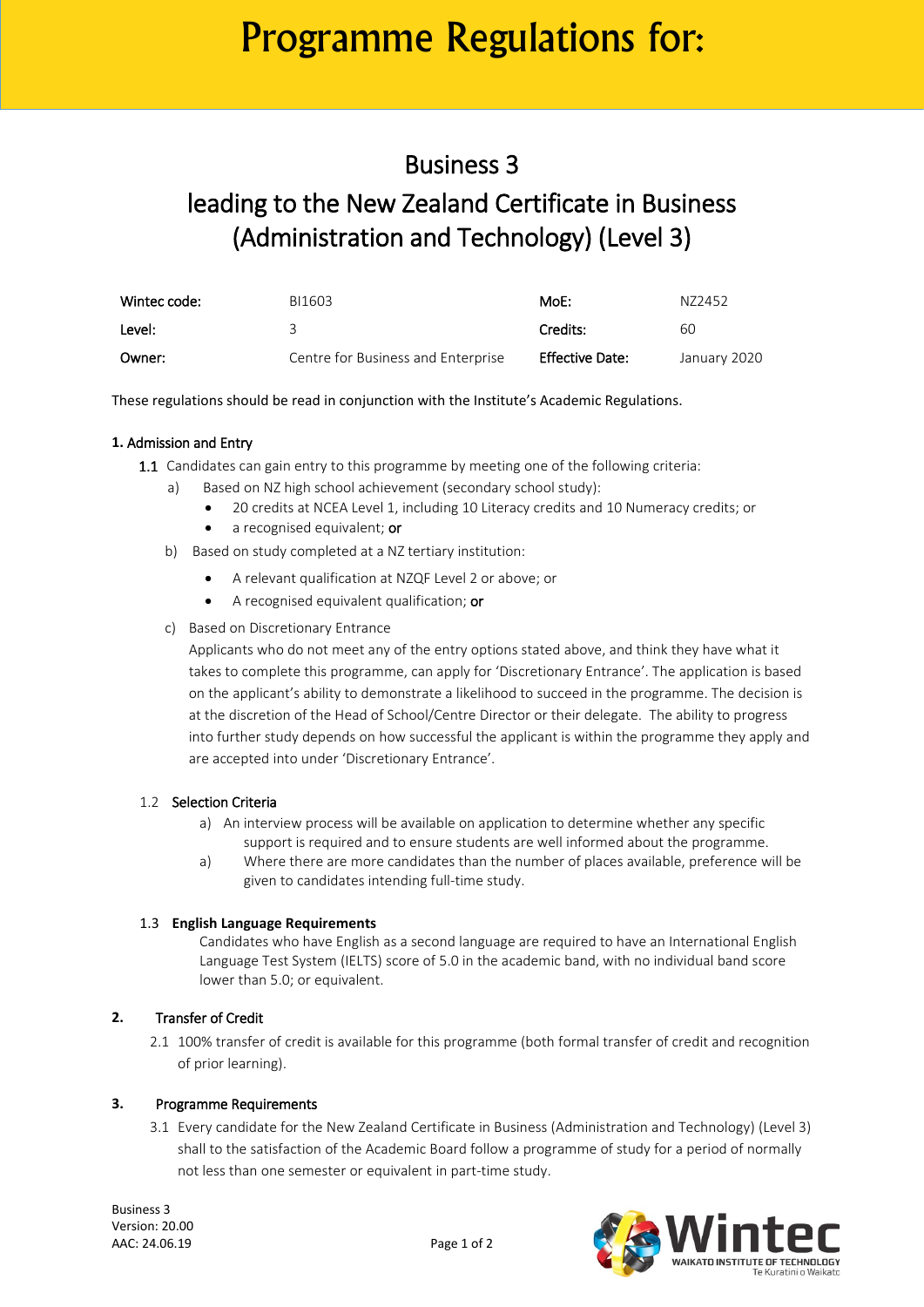# Programme Regulations for:

## Business 3

## leading to the New Zealand Certificate in Business (Administration and Technology) (Level 3)

| Wintec code: | BI1603 | MoE: | NZ2452 |
|---|---|---|---|
| Level: | 3 | Credits: | 60 |
| Owner: | Centre for Business and Enterprise | Effective Date: | January 2020 |

These regulations should be read in conjunction with the Institute's Academic Regulations.

### 1. Admission and Entry

1.1 Candidates can gain entry to this programme by meeting one of the following criteria:

a) Based on NZ high school achievement (secondary school study):
- 20 credits at NCEA Level 1, including 10 Literacy credits and 10 Numeracy credits; or
- a recognised equivalent; **or**

b) Based on study completed at a NZ tertiary institution:
- A relevant qualification at NZQF Level 2 or above; or
- A recognised equivalent qualification; **or**

c) Based on Discretionary Entrance

Applicants who do not meet any of the entry options stated above, and think they have what it takes to complete this programme, can apply for 'Discretionary Entrance'. The application is based on the applicant's ability to demonstrate a likelihood to succeed in the programme. The decision is at the discretion of the Head of School/Centre Director or their delegate. The ability to progress into further study depends on how successful the applicant is within the programme they apply and are accepted into under 'Discretionary Entrance'.

1.2 Selection Criteria

a) An interview process will be available on application to determine whether any specific support is required and to ensure students are well informed about the programme.

a) Where there are more candidates than the number of places available, preference will be given to candidates intending full-time study.

1.3 **English Language Requirements**

Candidates who have English as a second language are required to have an International English Language Test System (IELTS) score of 5.0 in the academic band, with no individual band score lower than 5.0; or equivalent.

### 2. Transfer of Credit

2.1 100% transfer of credit is available for this programme (both formal transfer of credit and recognition of prior learning).

### 3. Programme Requirements

3.1 Every candidate for the New Zealand Certificate in Business (Administration and Technology) (Level 3) shall to the satisfaction of the Academic Board follow a programme of study for a period of normally not less than one semester or equivalent in part-time study.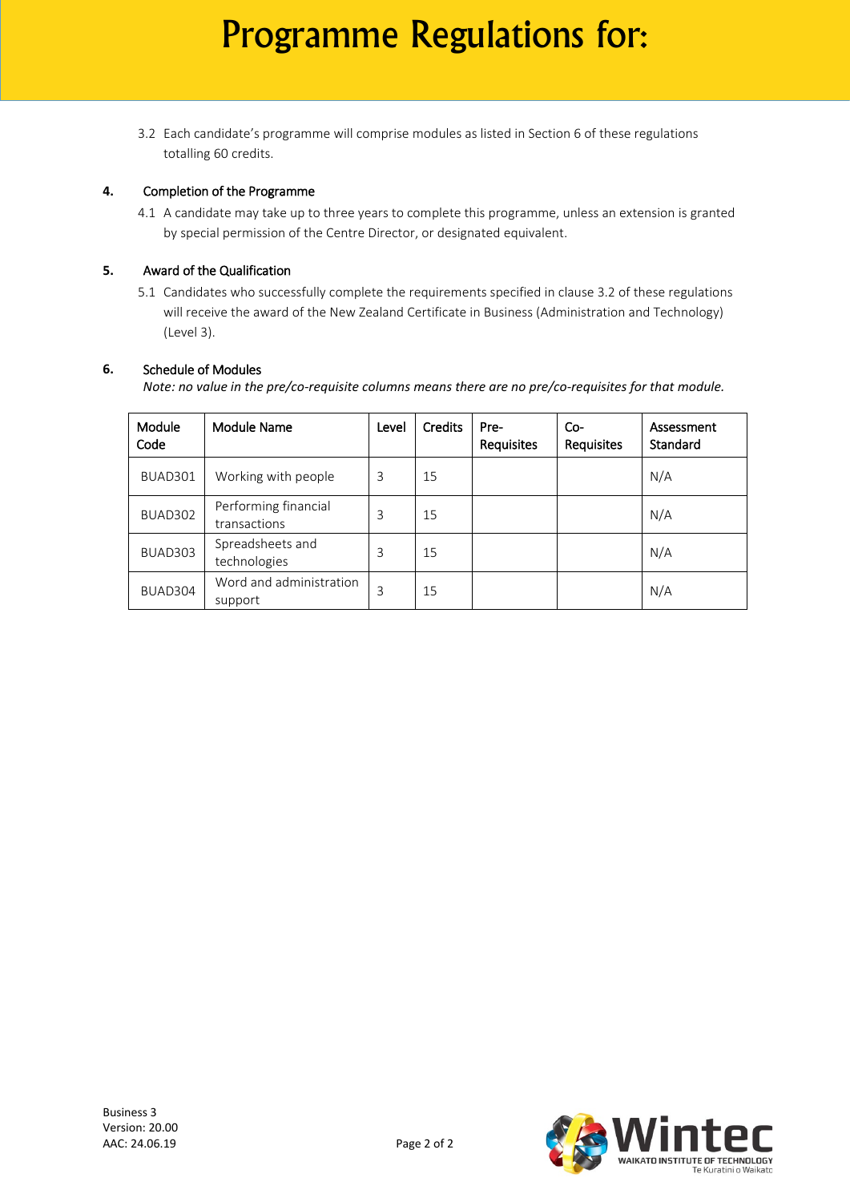3.2 Each candidate's programme will comprise modules as listed in Section 6 of these regulations totalling 60 credits.

## 4. Completion of the Programme

4.1 A candidate may take up to three years to complete this programme, unless an extension is granted by special permission of the Centre Director, or designated equivalent.

## 5. Award of the Qualification

5.1 Candidates who successfully complete the requirements specified in clause 3.2 of these regulations will receive the award of the New Zealand Certificate in Business (Administration and Technology) (Level 3).

## 6. Schedule of Modules

*Note: no value in the pre/co-requisite columns means there are no pre/co-requisites for that module.*

| Module Code | Module Name | Level | Credits | Pre-Requisites | Co-Requisites | Assessment Standard |
|---|---|---|---|---|---|---|
| BUAD301 | Working with people | 3 | 15 | | | N/A |
| BUAD302 | Performing financial transactions | 3 | 15 | | | N/A |
| BUAD303 | Spreadsheets and technologies | 3 | 15 | | | N/A |
| BUAD304 | Word and administration support | 3 | 15 | | | N/A |

Business 3
Version: 20.00
AAC: 24.06.19